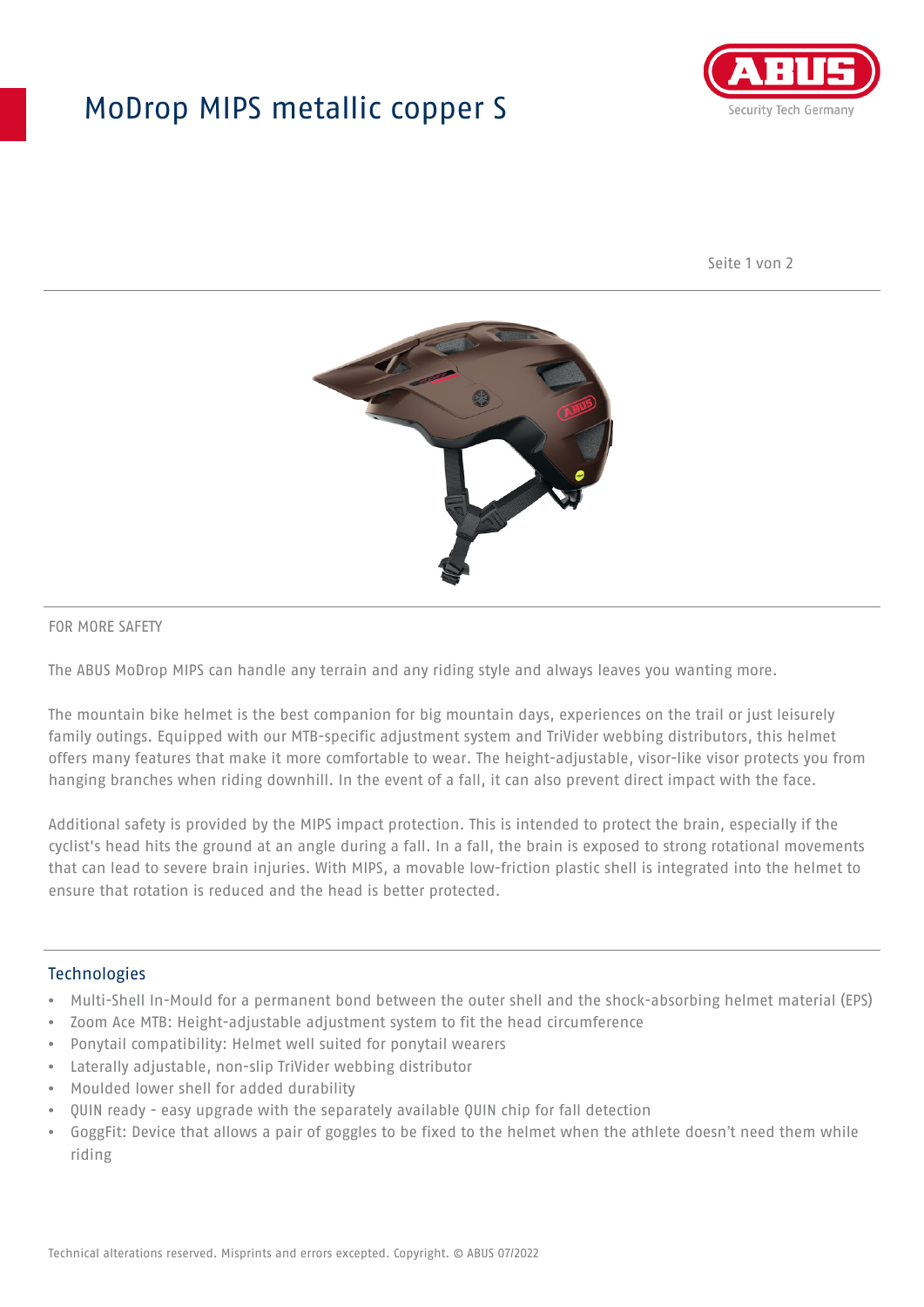# ModDrop MIPS metallic copper S

FOR MORE SAFETY

The ABUS MoDrop MIPS can handle any terrain and any riding style and always leaves you wanting more.

The mountain bike helmet is the best companion for big mountain days, experiences on the trail or just leisurely family outings. Equipped with our MTB-specific adjustment system and TriVider webbing distributors, this helmet offers many features that make it more comfortable to wear. The height-adjustable, visor-like visor protects you from hanging branches when riding downhill. In the event of a fall, it can also prevent direct impact with the face.

Additional safety is provided by the MIPS impact protection. This is intended to protect the brain, especially if the cyclist's head hits the ground at an angle during a fall. In a fall, the brain is exposed to strong rotational movements that can lead to severe brain injuries. With MIPS, a movable low-friction plastic shell is integrated into the helmet to ensure that rotation is reduced and the head is better protected.

## Technologies

- Multi-Shell In-Mould for a permanent bond between the outer shell and the shock-absorbing helmet material (EPS)
- Zoom Ace MTB: Height-adjustable adjustment system to fit the head circumference
- Ponytail compatibility: Helmet well suited for ponytail wearers
- Laterally adjustable, non-slip TriVider webbing distributor
- Moulded lower shell for added durability
- QUIN ready - easy upgrade with the separately available QUIN chip for fall detection
- GoggFit: Device that allows a pair of goggles to be fixed to the helmet when the athlete doesn't need them while riding

Technical alterations reserved. Misprints and errors excepted. Copyright. © ABUS 07/2022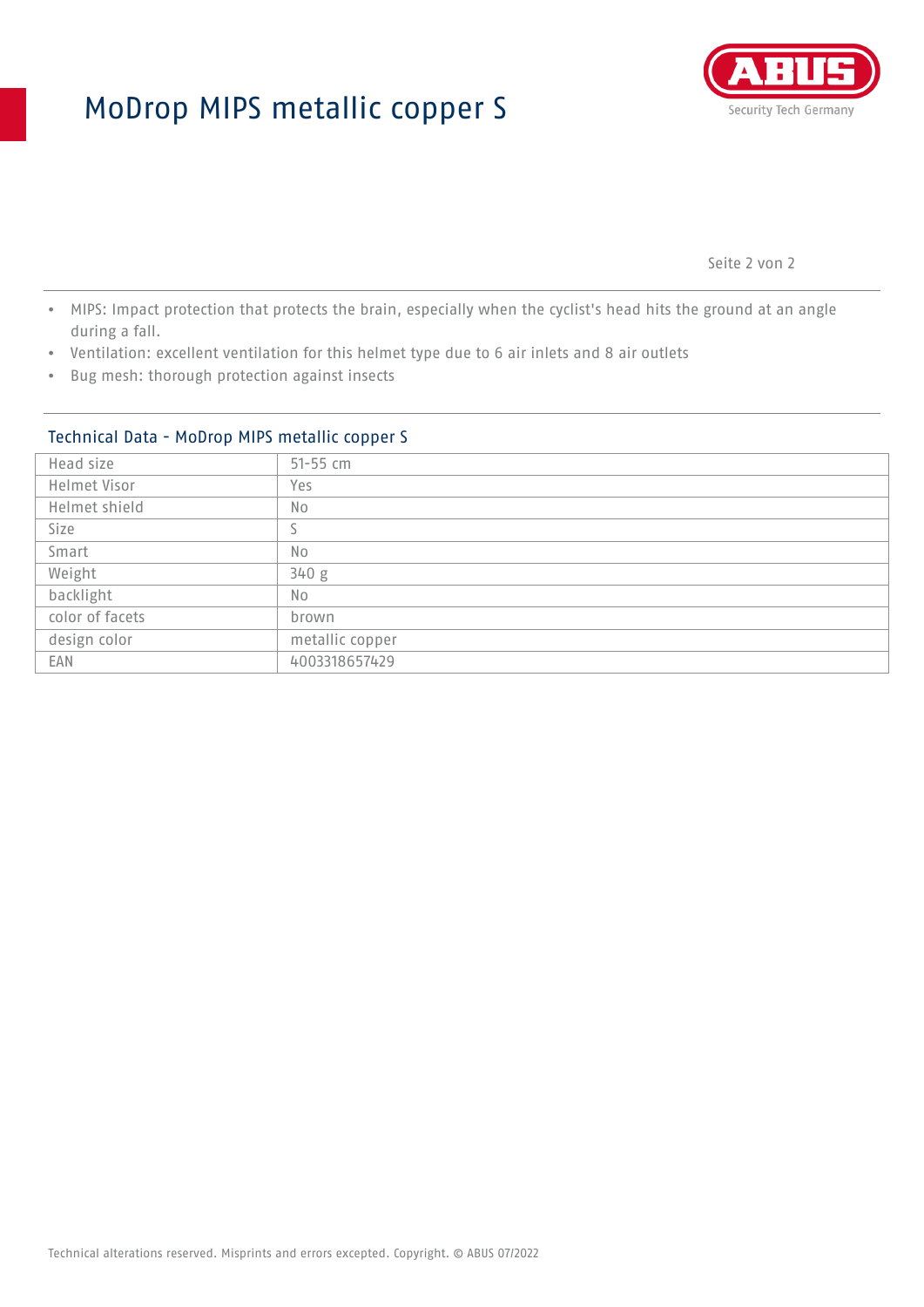- MIPS: Impact protection that protects the brain, especially when the cyclist's head hits the ground at an angle during a fall.
- Ventilation: excellent ventilation for this helmet type due to 6 air inlets and 8 air outlets
- Bug mesh: thorough protection against insects

## Technical Data - MoDrop MIPS metallic copper S

| | |
|---|---|
| Head size | 51-55 cm |
| Helmet Visor | Yes |
| Helmet shield | No |
| Size | S |
| Smart | No |
| Weight | 340 g |
| backlight | No |
| color of facets | brown |
| design color | metallic copper |
| EAN | 4003318657429 |

Technical alterations reserved. Misprints and errors excepted. Copyright. © ABUS 07/2022